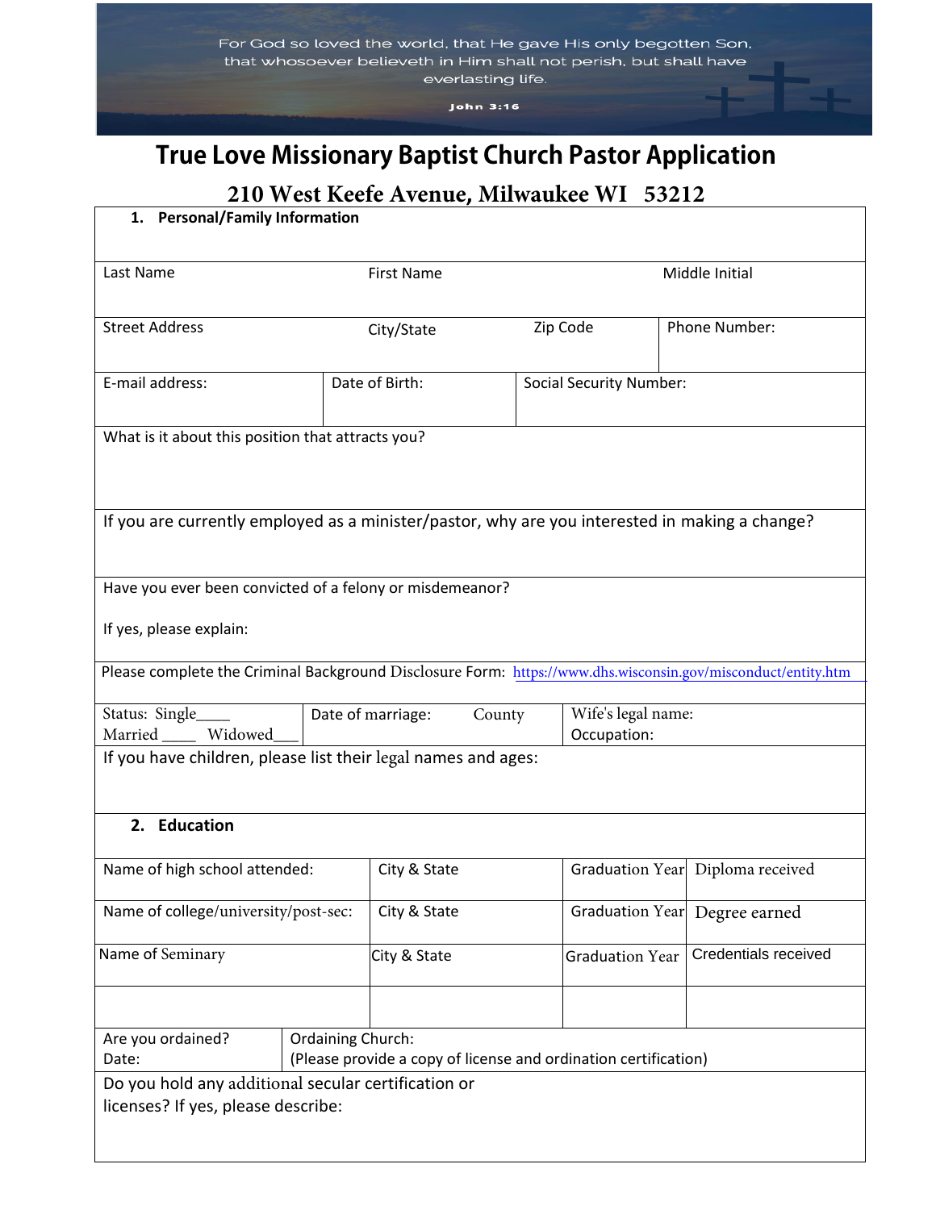For God so loved the world, that He gave His only begotten Son, that whosoever believeth in Him shall not perish, but shall have everlasting life.

John 3:16

# True Love Missionary Baptist Church Pastor Application

## 210 West Keefe Avenue, Milwaukee WI 53212

**1. Personal/Family Information**

| Last Name | First Name | Middle Initial |
|---|---|---|
| | | |

| Street Address | City/State | Zip Code | Phone Number: |
|---|---|---|---|
| | | | |

| E-mail address: | Date of Birth: | Social Security Number: |
|---|---|---|
| | | |

What is it about this position that attracts you?

If you are currently employed as a minister/pastor, why are you interested in making a change?

Have you ever been convicted of a felony or misdemeanor?

If yes, please explain:

Please complete the Criminal Background Disclosure Form: https://www.dhs.wisconsin.gov/misconduct/entity.htm

| Status: Single____ Married ____ Widowed___ | Date of marriage: County | Wife's legal name: Occupation: |
|---|---|---|

If you have children, please list their legal names and ages:

**2. Education**

| Name of high school attended: | City & State | Graduation Year | Diploma received |
|---|---|---|---|
| Name of college/university/post-sec: | City & State | Graduation Year | Degree earned |
| Name of Seminary | City & State | Graduation Year | Credentials received |
| | | | |

| Are you ordained? Date: | Ordaining Church: (Please provide a copy of license and ordination certification) |
|---|---|

Do you hold any additional secular certification or licenses? If yes, please describe: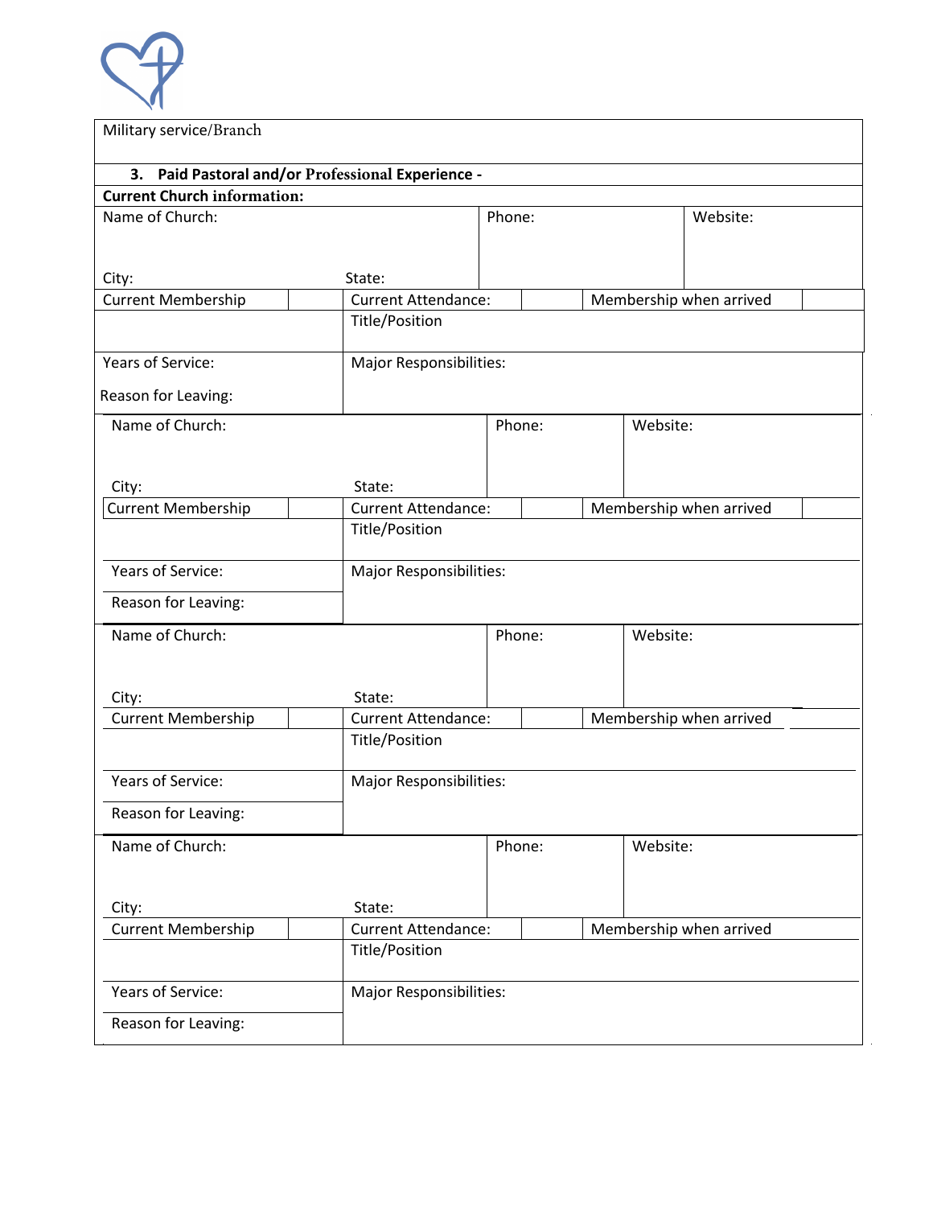Military service/Branch

**3. Paid Pastoral and/or Professional Experience -**

**Current Church information:**

| Name of Church: | | Phone: | Website: |
|---|---|---|---|
| City: | State: | | |
| Current Membership | Current Attendance: | Membership when arrived | |
| | Title/Position | | |
| Years of Service: | Major Responsibilities: | | |
| Reason for Leaving: | | | |

| Name of Church: | | Phone: | Website: |
|---|---|---|---|
| City: | State: | | |
| Current Membership | Current Attendance: | Membership when arrived | |
| | Title/Position | | |
| Years of Service: | Major Responsibilities: | | |
| Reason for Leaving: | | | |

| Name of Church: | | Phone: | Website: |
|---|---|---|---|
| City: | State: | | |
| Current Membership | Current Attendance: | Membership when arrived | |
| | Title/Position | | |
| Years of Service: | Major Responsibilities: | | |
| Reason for Leaving: | | | |

| Name of Church: | | Phone: | Website: |
|---|---|---|---|
| City: | State: | | |
| Current Membership | Current Attendance: | Membership when arrived | |
| | Title/Position | | |
| Years of Service: | Major Responsibilities: | | |
| Reason for Leaving: | | | |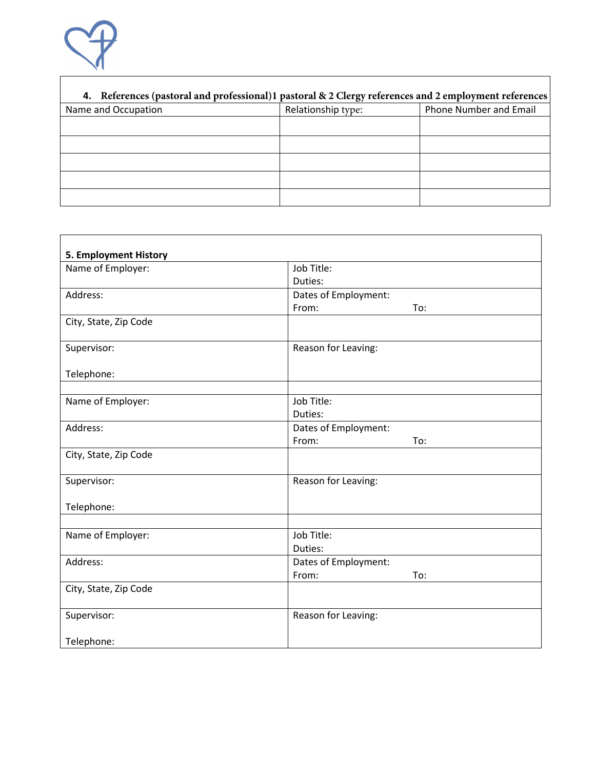## 4. References (pastoral and professional)1 pastoral & 2 Clergy references and 2 employment references

| Name and Occupation | Relationship type: | Phone Number and Email |
|---|---|---|
| | | |
| | | |
| | | |
| | | |
| | | |

## 5. Employment History

| | |
|---|---|
| Name of Employer: | Job Title:<br>Duties: |
| Address: | Dates of Employment:<br>From: To: |
| City, State, Zip Code | |
| Supervisor:<br><br>Telephone: | Reason for Leaving: |
| | |
| Name of Employer: | Job Title:<br>Duties: |
| Address: | Dates of Employment:<br>From: To: |
| City, State, Zip Code | |
| Supervisor:<br><br>Telephone: | Reason for Leaving: |
| | |
| Name of Employer: | Job Title:<br>Duties: |
| Address: | Dates of Employment:<br>From: To: |
| City, State, Zip Code | |
| Supervisor:<br><br>Telephone: | Reason for Leaving: |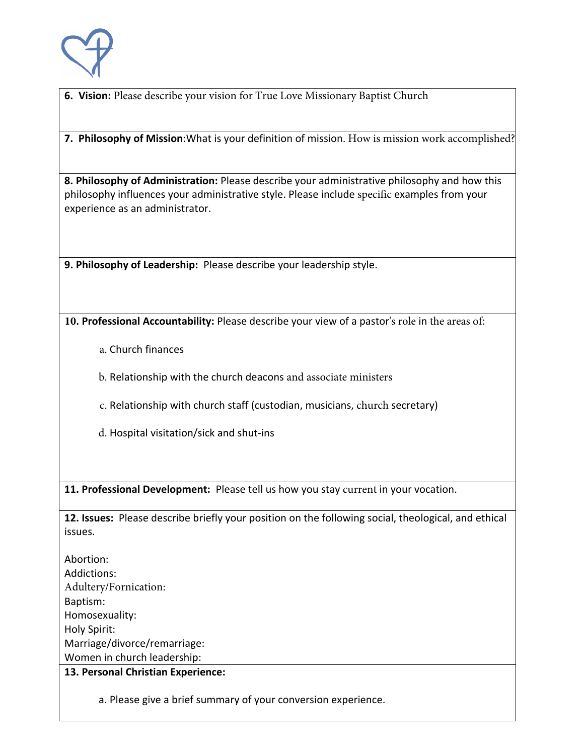**6. Vision:** Please describe your vision for True Love Missionary Baptist Church

**7. Philosophy of Mission**:What is your definition of mission. How is mission work accomplished?

**8. Philosophy of Administration:** Please describe your administrative philosophy and how this philosophy influences your administrative style. Please include specific examples from your experience as an administrator.

**9. Philosophy of Leadership:** Please describe your leadership style.

**10. Professional Accountability:** Please describe your view of a pastor's role in the areas of:

a. Church finances

b. Relationship with the church deacons and associate ministers

c. Relationship with church staff (custodian, musicians, church secretary)

d. Hospital visitation/sick and shut-ins

**11. Professional Development:** Please tell us how you stay current in your vocation.

**12. Issues:** Please describe briefly your position on the following social, theological, and ethical issues.

Abortion:
Addictions:
Adultery/Fornication:
Baptism:
Homosexuality:
Holy Spirit:
Marriage/divorce/remarriage:
Women in church leadership:

**13. Personal Christian Experience:**

a. Please give a brief summary of your conversion experience.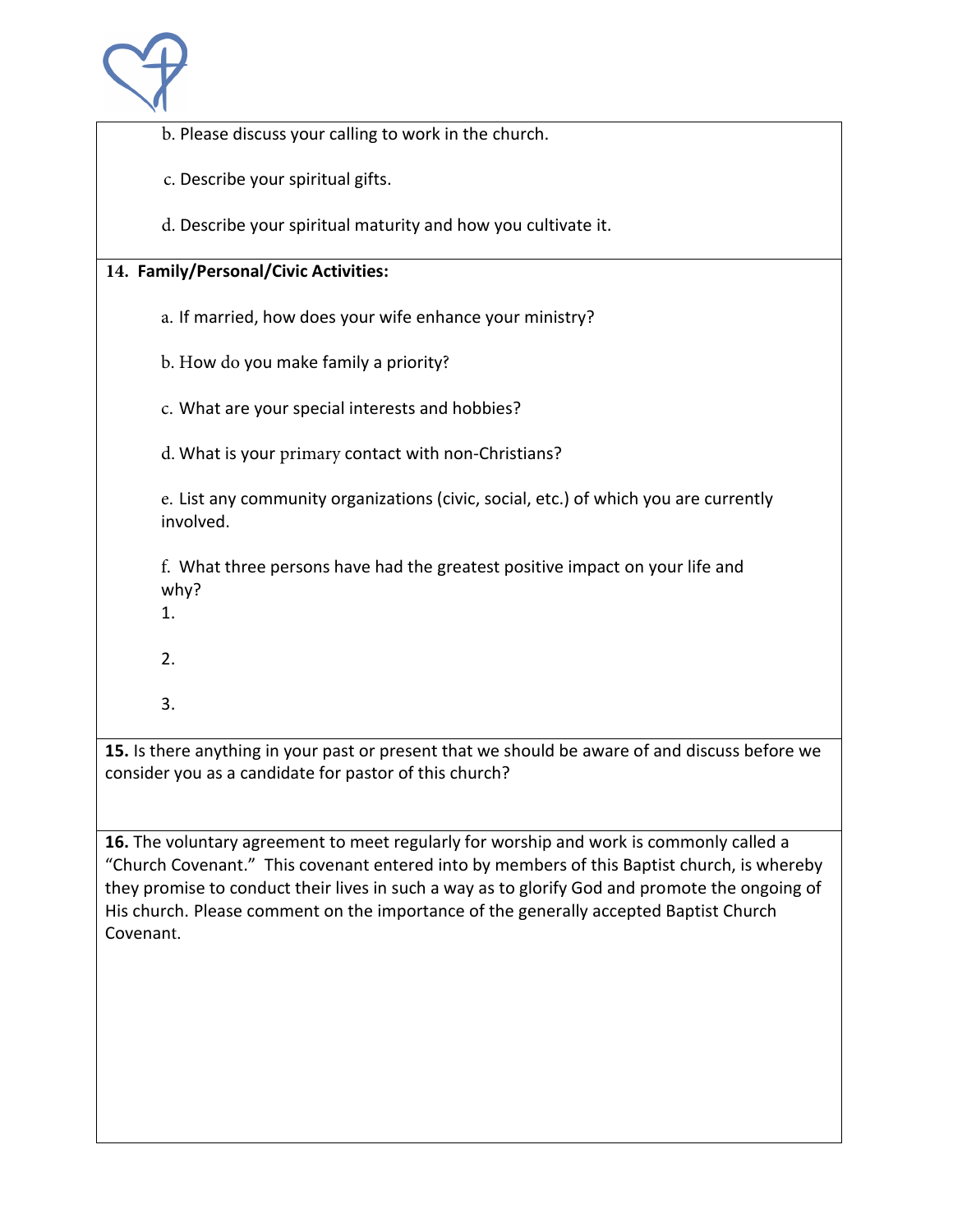b. Please discuss your calling to work in the church.

c. Describe your spiritual gifts.

d. Describe your spiritual maturity and how you cultivate it.

**14. Family/Personal/Civic Activities:**

a. If married, how does your wife enhance your ministry?

b. How do you make family a priority?

c. What are your special interests and hobbies?

d. What is your primary contact with non-Christians?

e. List any community organizations (civic, social, etc.) of which you are currently involved.

f. What three persons have had the greatest positive impact on your life and why?

1.

2.

3.

**15.** Is there anything in your past or present that we should be aware of and discuss before we consider you as a candidate for pastor of this church?

**16.** The voluntary agreement to meet regularly for worship and work is commonly called a "Church Covenant." This covenant entered into by members of this Baptist church, is whereby they promise to conduct their lives in such a way as to glorify God and promote the ongoing of His church. Please comment on the importance of the generally accepted Baptist Church Covenant.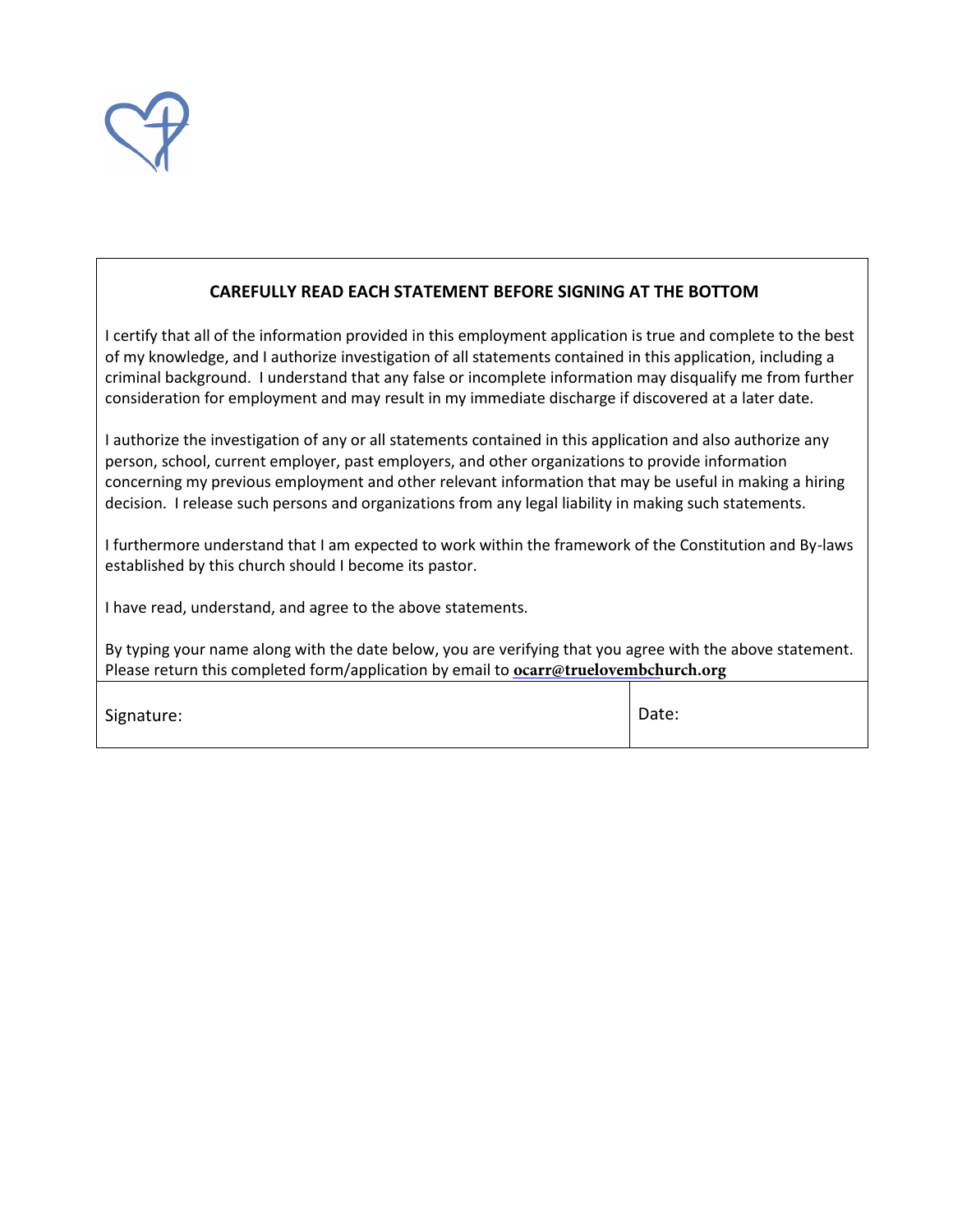**CAREFULLY READ EACH STATEMENT BEFORE SIGNING AT THE BOTTOM**

I certify that all of the information provided in this employment application is true and complete to the best of my knowledge, and I authorize investigation of all statements contained in this application, including a criminal background. I understand that any false or incomplete information may disqualify me from further consideration for employment and may result in my immediate discharge if discovered at a later date.

I authorize the investigation of any or all statements contained in this application and also authorize any person, school, current employer, past employers, and other organizations to provide information concerning my previous employment and other relevant information that may be useful in making a hiring decision. I release such persons and organizations from any legal liability in making such statements.

I furthermore understand that I am expected to work within the framework of the Constitution and By-laws established by this church should I become its pastor.

I have read, understand, and agree to the above statements.

By typing your name along with the date below, you are verifying that you agree with the above statement. Please return this completed form/application by email to **ocarr@truelovembchurch.org**

| | |
|---|---|
| Signature: | Date: |